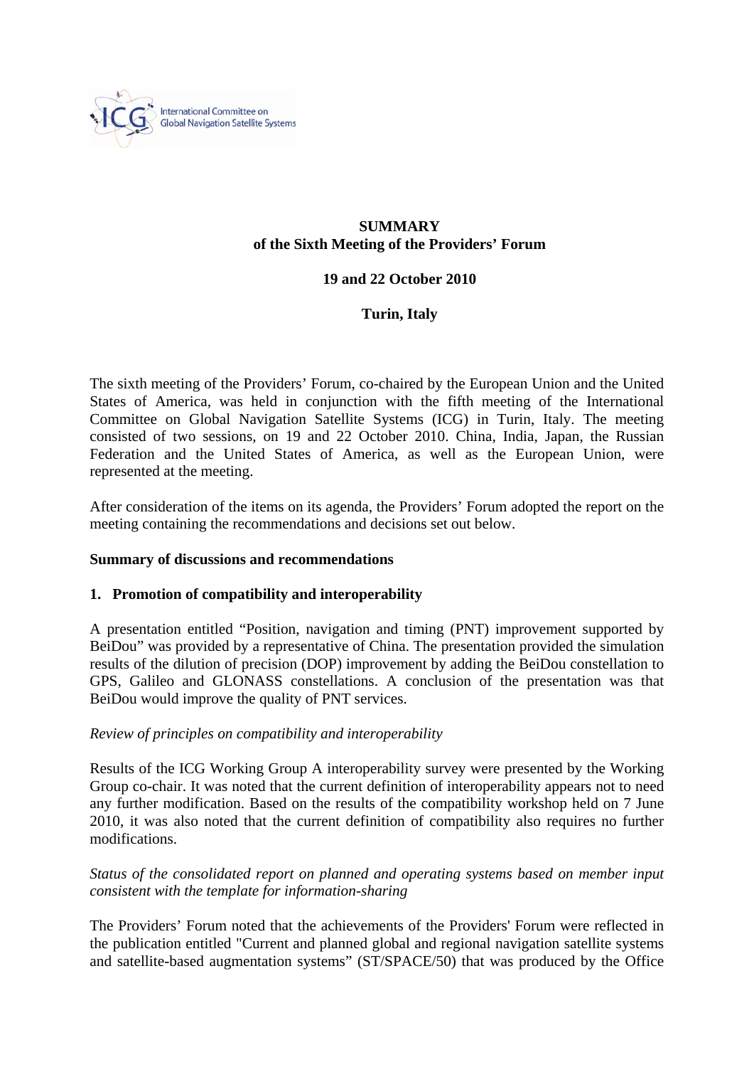**SUMMARY**
**of the Sixth Meeting of the Providers' Forum**

**19 and 22 October 2010**

**Turin, Italy**

The sixth meeting of the Providers' Forum, co-chaired by the European Union and the United States of America, was held in conjunction with the fifth meeting of the International Committee on Global Navigation Satellite Systems (ICG) in Turin, Italy. The meeting consisted of two sessions, on 19 and 22 October 2010. China, India, Japan, the Russian Federation and the United States of America, as well as the European Union, were represented at the meeting.

After consideration of the items on its agenda, the Providers' Forum adopted the report on the meeting containing the recommendations and decisions set out below.

**Summary of discussions and recommendations**

**1. Promotion of compatibility and interoperability**

A presentation entitled "Position, navigation and timing (PNT) improvement supported by BeiDou" was provided by a representative of China. The presentation provided the simulation results of the dilution of precision (DOP) improvement by adding the BeiDou constellation to GPS, Galileo and GLONASS constellations. A conclusion of the presentation was that BeiDou would improve the quality of PNT services.

*Review of principles on compatibility and interoperability*

Results of the ICG Working Group A interoperability survey were presented by the Working Group co-chair. It was noted that the current definition of interoperability appears not to need any further modification. Based on the results of the compatibility workshop held on 7 June 2010, it was also noted that the current definition of compatibility also requires no further modifications.

*Status of the consolidated report on planned and operating systems based on member input consistent with the template for information-sharing*

The Providers' Forum noted that the achievements of the Providers' Forum were reflected in the publication entitled "Current and planned global and regional navigation satellite systems and satellite-based augmentation systems" (ST/SPACE/50) that was produced by the Office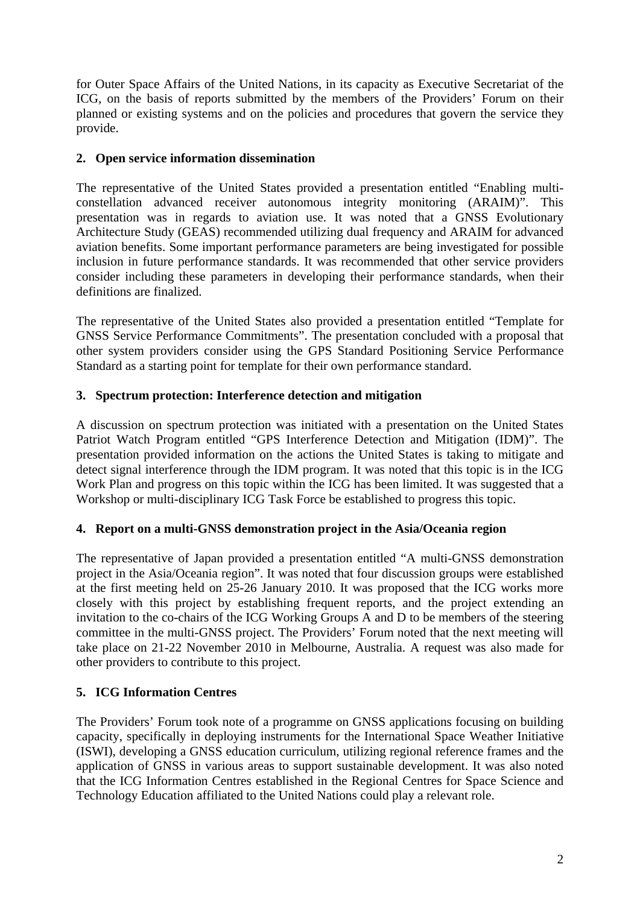for Outer Space Affairs of the United Nations, in its capacity as Executive Secretariat of the ICG, on the basis of reports submitted by the members of the Providers' Forum on their planned or existing systems and on the policies and procedures that govern the service they provide.

## 2. Open service information dissemination

The representative of the United States provided a presentation entitled "Enabling multi-constellation advanced receiver autonomous integrity monitoring (ARAIM)". This presentation was in regards to aviation use. It was noted that a GNSS Evolutionary Architecture Study (GEAS) recommended utilizing dual frequency and ARAIM for advanced aviation benefits. Some important performance parameters are being investigated for possible inclusion in future performance standards. It was recommended that other service providers consider including these parameters in developing their performance standards, when their definitions are finalized.

The representative of the United States also provided a presentation entitled "Template for GNSS Service Performance Commitments". The presentation concluded with a proposal that other system providers consider using the GPS Standard Positioning Service Performance Standard as a starting point for template for their own performance standard.

## 3. Spectrum protection: Interference detection and mitigation

A discussion on spectrum protection was initiated with a presentation on the United States Patriot Watch Program entitled "GPS Interference Detection and Mitigation (IDM)". The presentation provided information on the actions the United States is taking to mitigate and detect signal interference through the IDM program. It was noted that this topic is in the ICG Work Plan and progress on this topic within the ICG has been limited. It was suggested that a Workshop or multi-disciplinary ICG Task Force be established to progress this topic.

## 4. Report on a multi-GNSS demonstration project in the Asia/Oceania region

The representative of Japan provided a presentation entitled "A multi-GNSS demonstration project in the Asia/Oceania region". It was noted that four discussion groups were established at the first meeting held on 25-26 January 2010. It was proposed that the ICG works more closely with this project by establishing frequent reports, and the project extending an invitation to the co-chairs of the ICG Working Groups A and D to be members of the steering committee in the multi-GNSS project. The Providers' Forum noted that the next meeting will take place on 21-22 November 2010 in Melbourne, Australia. A request was also made for other providers to contribute to this project.

## 5. ICG Information Centres

The Providers' Forum took note of a programme on GNSS applications focusing on building capacity, specifically in deploying instruments for the International Space Weather Initiative (ISWI), developing a GNSS education curriculum, utilizing regional reference frames and the application of GNSS in various areas to support sustainable development. It was also noted that the ICG Information Centres established in the Regional Centres for Space Science and Technology Education affiliated to the United Nations could play a relevant role.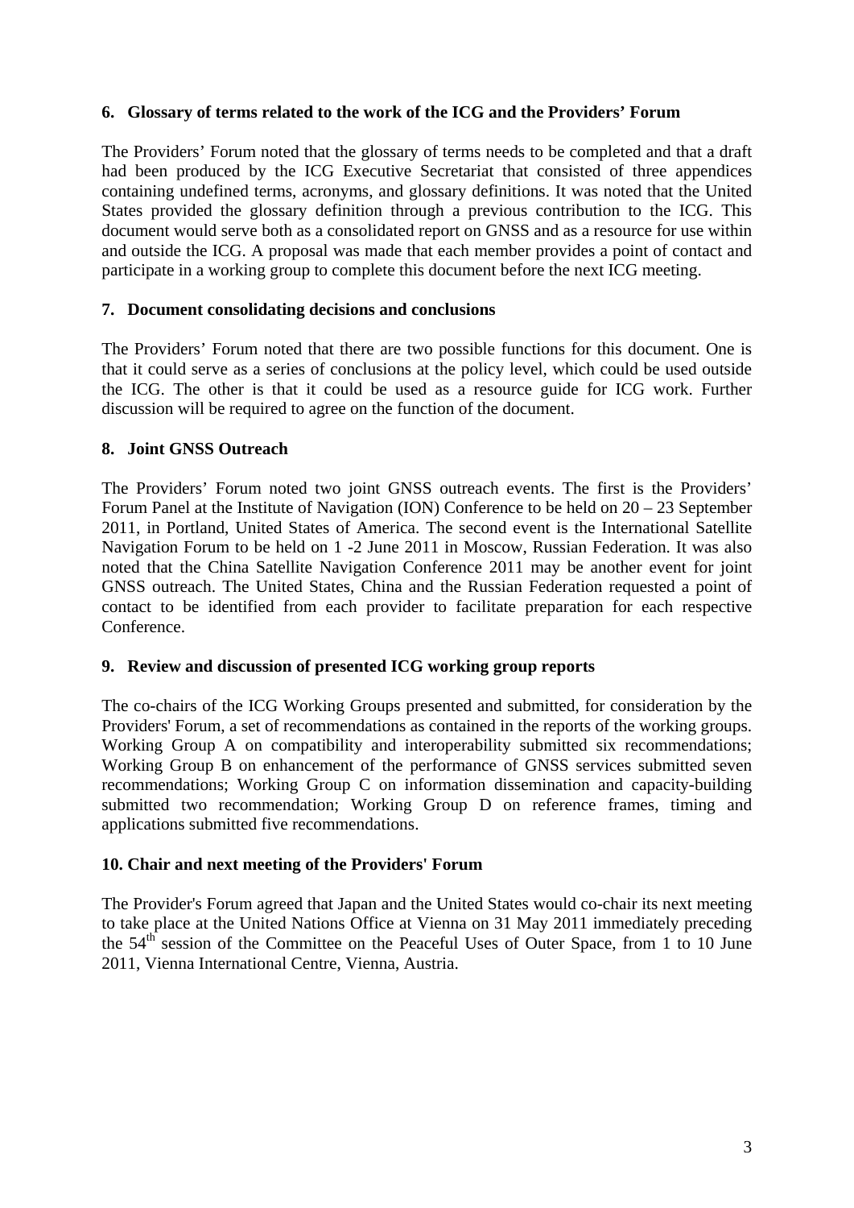## 6. Glossary of terms related to the work of the ICG and the Providers' Forum

The Providers' Forum noted that the glossary of terms needs to be completed and that a draft had been produced by the ICG Executive Secretariat that consisted of three appendices containing undefined terms, acronyms, and glossary definitions. It was noted that the United States provided the glossary definition through a previous contribution to the ICG. This document would serve both as a consolidated report on GNSS and as a resource for use within and outside the ICG. A proposal was made that each member provides a point of contact and participate in a working group to complete this document before the next ICG meeting.

## 7. Document consolidating decisions and conclusions

The Providers' Forum noted that there are two possible functions for this document. One is that it could serve as a series of conclusions at the policy level, which could be used outside the ICG. The other is that it could be used as a resource guide for ICG work. Further discussion will be required to agree on the function of the document.

## 8. Joint GNSS Outreach

The Providers' Forum noted two joint GNSS outreach events. The first is the Providers' Forum Panel at the Institute of Navigation (ION) Conference to be held on 20 – 23 September 2011, in Portland, United States of America. The second event is the International Satellite Navigation Forum to be held on 1 -2 June 2011 in Moscow, Russian Federation. It was also noted that the China Satellite Navigation Conference 2011 may be another event for joint GNSS outreach. The United States, China and the Russian Federation requested a point of contact to be identified from each provider to facilitate preparation for each respective Conference.

## 9. Review and discussion of presented ICG working group reports

The co-chairs of the ICG Working Groups presented and submitted, for consideration by the Providers' Forum, a set of recommendations as contained in the reports of the working groups. Working Group A on compatibility and interoperability submitted six recommendations; Working Group B on enhancement of the performance of GNSS services submitted seven recommendations; Working Group C on information dissemination and capacity-building submitted two recommendation; Working Group D on reference frames, timing and applications submitted five recommendations.

## 10. Chair and next meeting of the Providers' Forum

The Provider's Forum agreed that Japan and the United States would co-chair its next meeting to take place at the United Nations Office at Vienna on 31 May 2011 immediately preceding the 54th session of the Committee on the Peaceful Uses of Outer Space, from 1 to 10 June 2011, Vienna International Centre, Vienna, Austria.